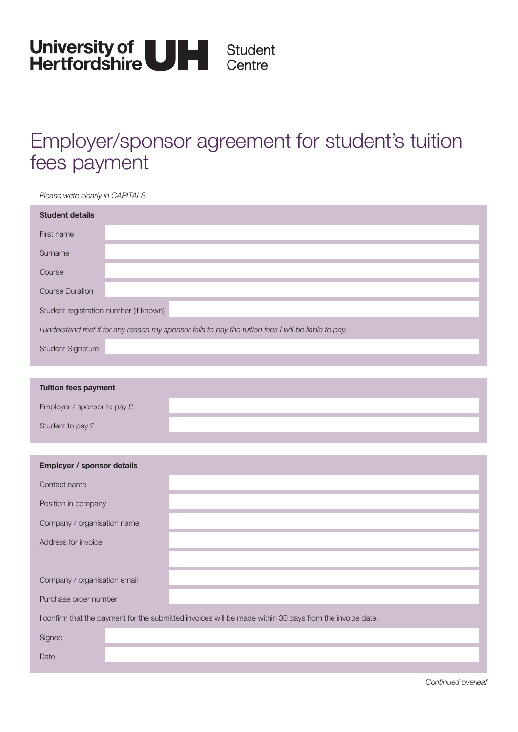University of Hertfordshire UH Student Centre

# Employer/sponsor agreement for student's tuition fees payment

*Please write clearly in CAPITALS*

**Student details**

| | |
|---|---|
| First name | |
| Surname | |
| Course | |
| Course Duration | |
| Student registration number (if known) | |

*I understand that if for any reason my sponsor fails to pay the tuition fees I will be liable to pay.*

| | |
|---|---|
| Student Signature | |

**Tuition fees payment**

| | |
|---|---|
| Employer / sponsor to pay £ | |
| Student to pay £ | |

**Employer / sponsor details**

| | |
|---|---|
| Contact name | |
| Position in company | |
| Company / organisation name | |
| Address for invoice | |
| | |
| Company / organisation email | |
| Purchase order number | |

I confirm that the payment for the submitted invoices will be made within 30 days from the invoice date.

| | |
|---|---|
| Signed | |
| Date | |

*Continued overleaf*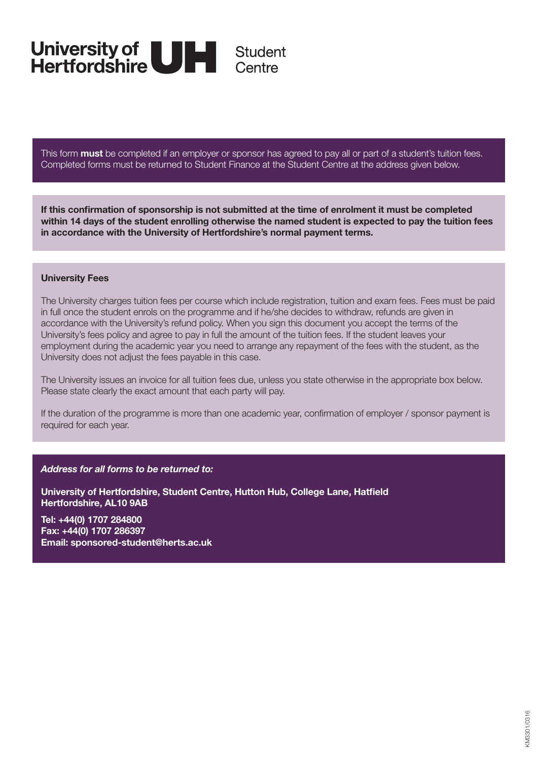# University of Hertfordshire UH Student Centre

This form **must** be completed if an employer or sponsor has agreed to pay all or part of a student's tuition fees. Completed forms must be returned to Student Finance at the Student Centre at the address given below.

**If this confirmation of sponsorship is not submitted at the time of enrolment it must be completed within 14 days of the student enrolling otherwise the named student is expected to pay the tuition fees in accordance with the University of Hertfordshire's normal payment terms.**

**University Fees**

The University charges tuition fees per course which include registration, tuition and exam fees. Fees must be paid in full once the student enrols on the programme and if he/she decides to withdraw, refunds are given in accordance with the University's refund policy. When you sign this document you accept the terms of the University's fees policy and agree to pay in full the amount of the tuition fees. If the student leaves your employment during the academic year you need to arrange any repayment of the fees with the student, as the University does not adjust the fees payable in this case.

The University issues an invoice for all tuition fees due, unless you state otherwise in the appropriate box below. Please state clearly the exact amount that each party will pay.

If the duration of the programme is more than one academic year, confirmation of employer / sponsor payment is required for each year.

***Address for all forms to be returned to:***

**University of Hertfordshire, Student Centre, Hutton Hub, College Lane, Hatfield Hertfordshire, AL10 9AB**

**Tel: +44(0) 1707 284800**
**Fax: +44(0) 1707 286397**
**Email: sponsored-student@herts.ac.uk**

KM3301/0316